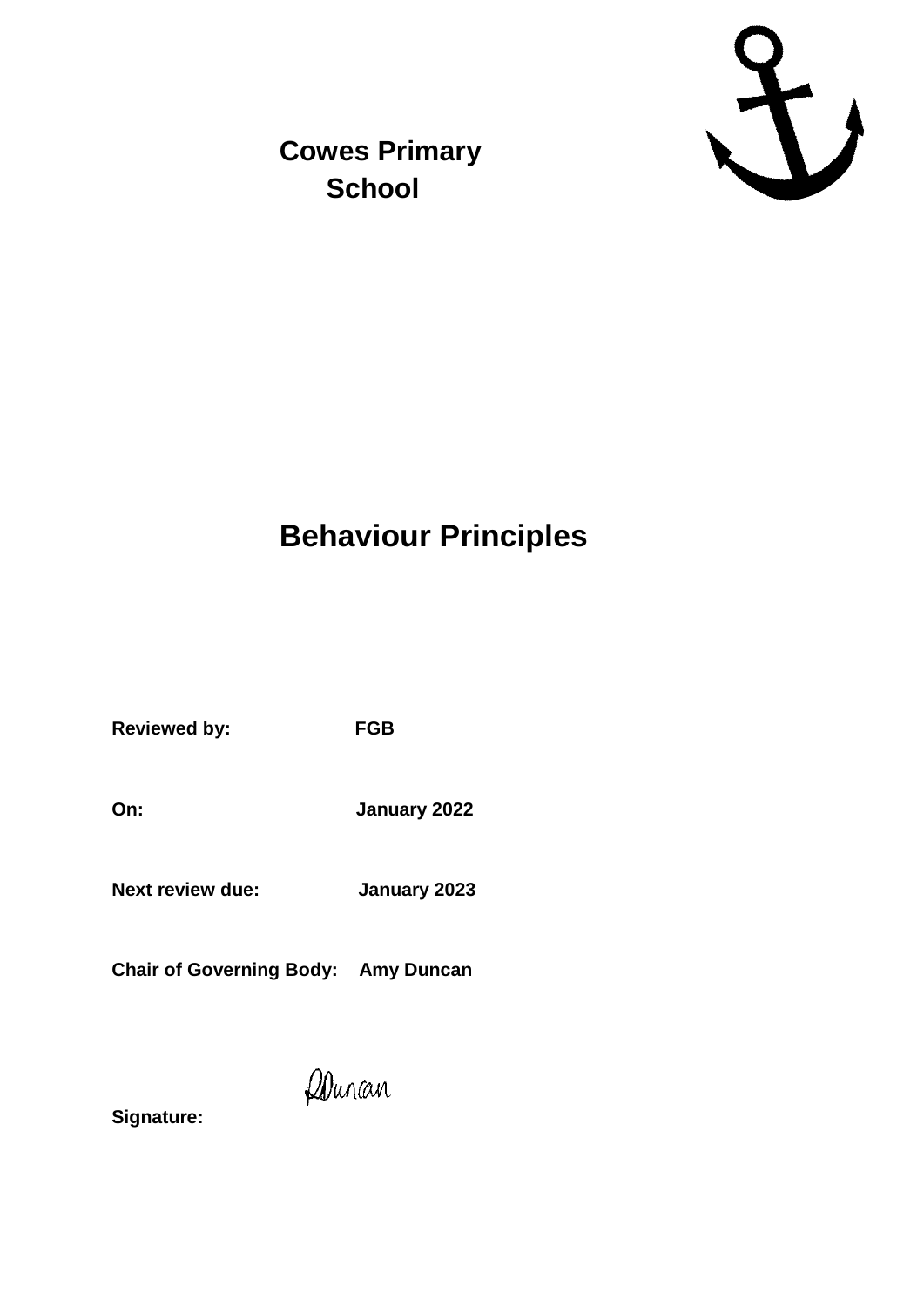# Cowes Primary School

# Behaviour Principles

**Reviewed by:** **FGB**

**On:** **January 2022**

**Next review due:** **January 2023**

**Chair of Governing Body:** **Amy Duncan**

**Signature:** ADuncan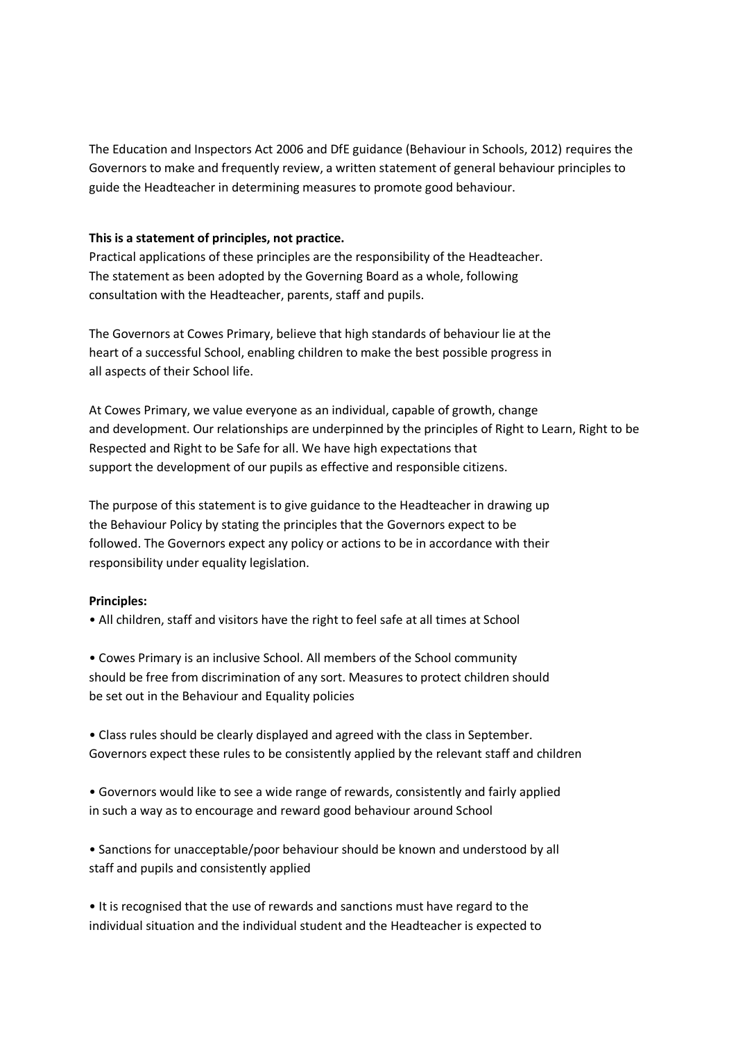The Education and Inspectors Act 2006 and DfE guidance (Behaviour in Schools, 2012) requires the Governors to make and frequently review, a written statement of general behaviour principles to guide the Headteacher in determining measures to promote good behaviour.

**This is a statement of principles, not practice.**
Practical applications of these principles are the responsibility of the Headteacher. The statement as been adopted by the Governing Board as a whole, following consultation with the Headteacher, parents, staff and pupils.

The Governors at Cowes Primary, believe that high standards of behaviour lie at the heart of a successful School, enabling children to make the best possible progress in all aspects of their School life.

At Cowes Primary, we value everyone as an individual, capable of growth, change and development. Our relationships are underpinned by the principles of Right to Learn, Right to be Respected and Right to be Safe for all. We have high expectations that support the development of our pupils as effective and responsible citizens.

The purpose of this statement is to give guidance to the Headteacher in drawing up the Behaviour Policy by stating the principles that the Governors expect to be followed. The Governors expect any policy or actions to be in accordance with their responsibility under equality legislation.

**Principles:**

- All children, staff and visitors have the right to feel safe at all times at School

- Cowes Primary is an inclusive School. All members of the School community should be free from discrimination of any sort. Measures to protect children should be set out in the Behaviour and Equality policies

- Class rules should be clearly displayed and agreed with the class in September. Governors expect these rules to be consistently applied by the relevant staff and children

- Governors would like to see a wide range of rewards, consistently and fairly applied in such a way as to encourage and reward good behaviour around School

- Sanctions for unacceptable/poor behaviour should be known and understood by all staff and pupils and consistently applied

- It is recognised that the use of rewards and sanctions must have regard to the individual situation and the individual student and the Headteacher is expected to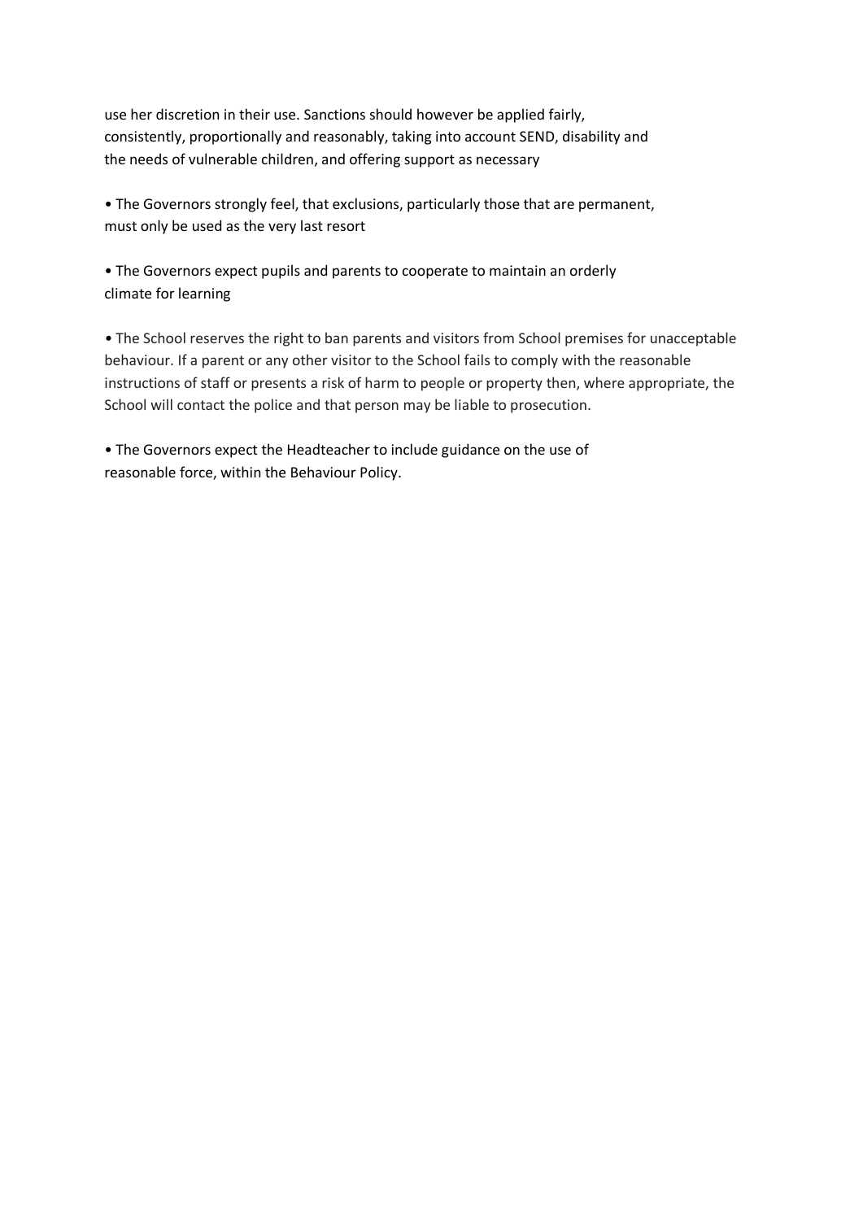use her discretion in their use. Sanctions should however be applied fairly, consistently, proportionally and reasonably, taking into account SEND, disability and the needs of vulnerable children, and offering support as necessary

- The Governors strongly feel, that exclusions, particularly those that are permanent, must only be used as the very last resort

- The Governors expect pupils and parents to cooperate to maintain an orderly climate for learning

- The School reserves the right to ban parents and visitors from School premises for unacceptable behaviour. If a parent or any other visitor to the School fails to comply with the reasonable instructions of staff or presents a risk of harm to people or property then, where appropriate, the School will contact the police and that person may be liable to prosecution.

- The Governors expect the Headteacher to include guidance on the use of reasonable force, within the Behaviour Policy.